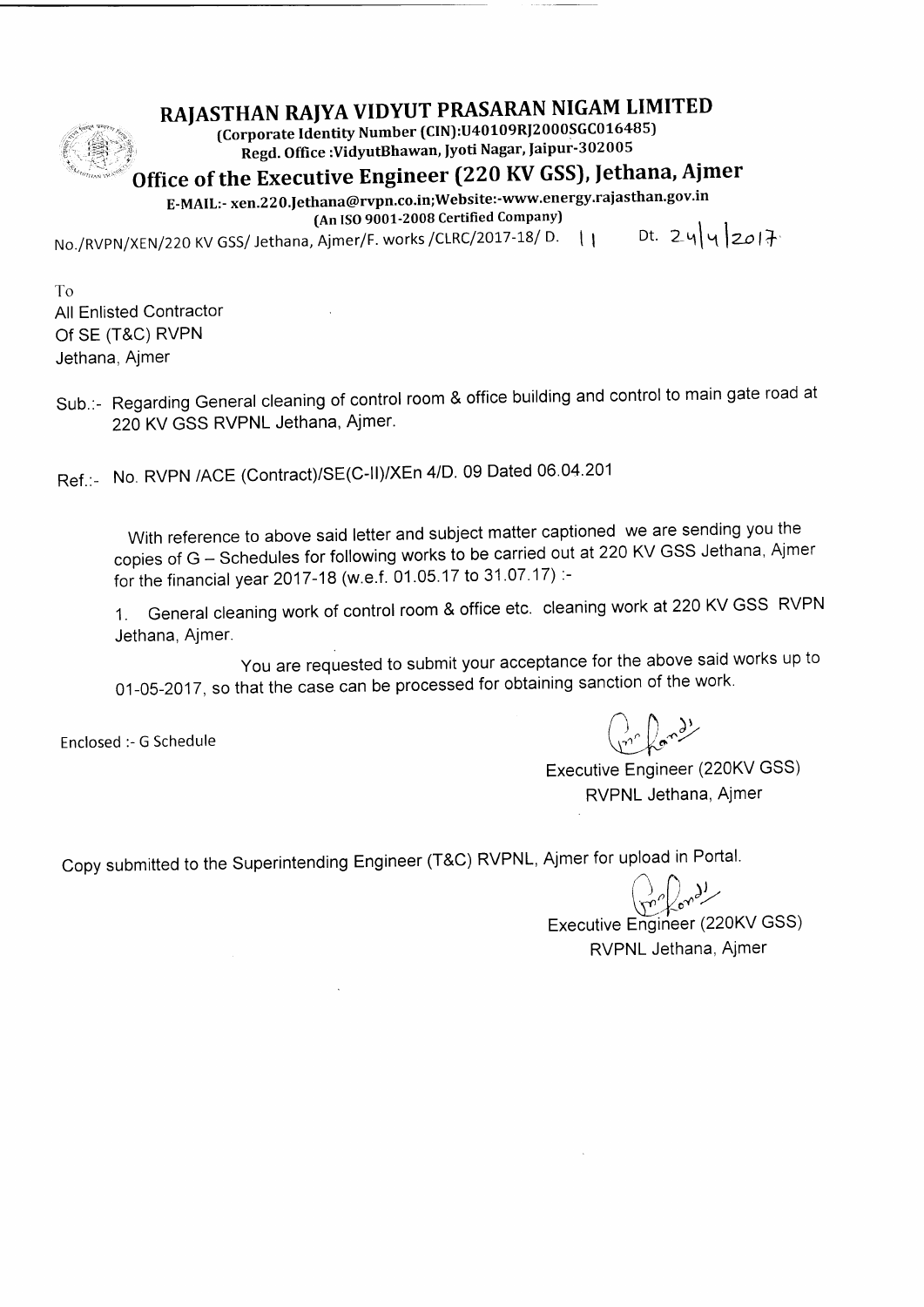# RAJASTHAN RAJYA VIDYUT PRASARAN NIGAM LIMITED

(Corporate Identity Number (CIN):U40109RJ2000SGC016485)
Regd. Office :VidyutBhawan, Jyoti Nagar, Jaipur-302005

## Office of the Executive Engineer (220 KV GSS), Jethana, Ajmer

E-MAIL:- xen.220.Jethana@rvpn.co.in;Website:-www.energy.rajasthan.gov.in
(An ISO 9001-2008 Certified Company)

No./RVPN/XEN/220 KV GSS/ Jethana, Ajmer/F. works /CLRC/2017-18/ D. 11 Dt. 24/4/2017

To
All Enlisted Contractor
Of SE (T&C) RVPN
Jethana, Ajmer

Sub.:- Regarding General cleaning of control room & office building and control to main gate road at 220 KV GSS RVPNL Jethana, Ajmer.

Ref.:- No. RVPN /ACE (Contract)/SE(C-II)/XEn 4/D. 09 Dated 06.04.201

With reference to above said letter and subject matter captioned we are sending you the copies of G – Schedules for following works to be carried out at 220 KV GSS Jethana, Ajmer for the financial year 2017-18 (w.e.f. 01.05.17 to 31.07.17) :-

1. General cleaning work of control room & office etc. cleaning work at 220 KV GSS RVPN Jethana, Ajmer.

You are requested to submit your acceptance for the above said works up to 01-05-2017, so that the case can be processed for obtaining sanction of the work.

Enclosed :- G Schedule

Executive Engineer (220KV GSS)
RVPNL Jethana, Ajmer

Copy submitted to the Superintending Engineer (T&C) RVPNL, Ajmer for upload in Portal.

Executive Engineer (220KV GSS)
RVPNL Jethana, Ajmer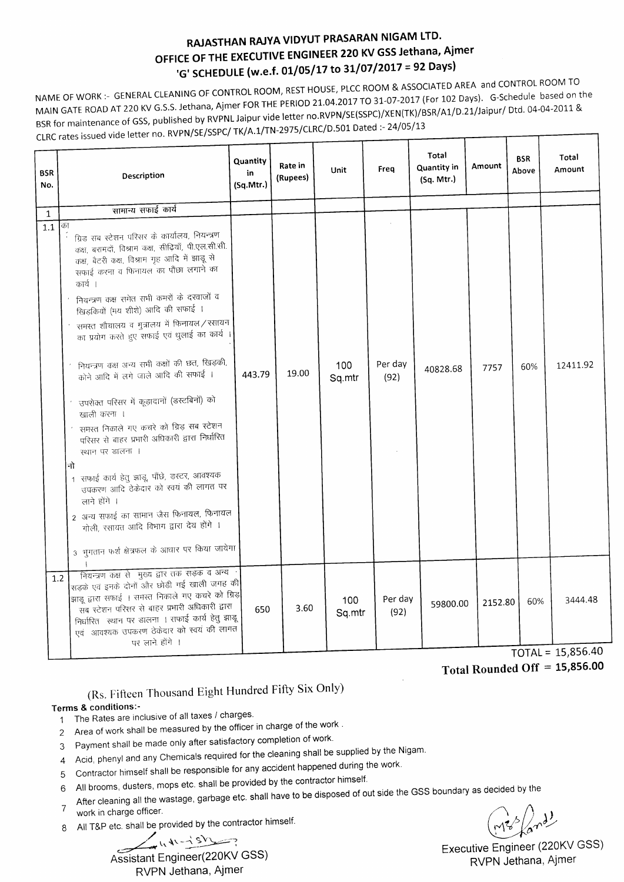# RAJASTHAN RAJYA VIDYUT PRASARAN NIGAM LTD.
## OFFICE OF THE EXECUTIVE ENGINEER 220 KV GSS Jethana, Ajmer
## 'G' SCHEDULE (w.e.f. 01/05/17 to 31/07/2017 = 92 Days)

NAME OF WORK :- GENERAL CLEANING OF CONTROL ROOM, REST HOUSE, PLCC ROOM & ASSOCIATED AREA and CONTROL ROOM TO MAIN GATE ROAD AT 220 KV G.S.S. Jethana, Ajmer FOR THE PERIOD 21.04.2017 TO 31-07-2017 (For 102 Days). G-Schedule based on the BSR for maintenance of GSS, published by RVPNL Jaipur vide letter no.RVPN/SE(SSPC)/XEN(TK)/BSR/A1/D.21/Jaipur/ Dtd. 04-04-2011 & CLRC rates issued vide letter no. RVPN/SE/SSPC/ TK/A.1/TN-2975/CLRC/D.501 Dated :- 24/05/13

| BSR No. | Description | Quantity in (Sq.Mtr.) | Rate in (Rupees) | Unit | Freq | Total Quantity in (Sq. Mtr.) | Amount | BSR Above | Total Amount |
|---|---|---|---|---|---|---|---|---|---|
| 1 | सामान्य सफाई कार्य | | | | | | | | |
| 1.1 | का<br>ग्रिड सब स्टेशन परिसर के कार्यालय, नियन्त्रण कक्ष, बरामदों, विश्राम कक्ष, सीढ़ियों, पी.एल.सी.सी. कक्ष, बैटरी कक्ष, विश्राम गृह आदि में झाड़ू से सफाई करना व फिनायल का पौंछा लगाने का कार्य ।<br>नियन्त्रण कक्ष समेत सभी कमरों के दरवाजों व खिड़कियों (मय शीशे) आदि की सफाई ।<br>समस्त शौचालय व मुत्रालय में फिनायल / रसायन का प्रयोग करते हुए सफाई एवं धुलाई का कार्य ।<br>नियन्त्रण कक्ष अन्य सभी कक्षों की छत, खिड़की, कोने आदि में लगे जाले आदि की सफाई ।<br>उपरोक्त परिसर में कूड़ादानों (डस्टबिनों) को खाली करना ।<br>समस्त निकाले गए कचरे को ग्रिड सब स्टेशन परिसर से बाहर प्रभारी अधिकारी द्वारा निर्धारित स्थान पर डालना ।<br>नो<br>1 सफाई कार्य हेतु झाड़ू, पौंछे, डस्टर, आवश्यक उपकरण आदि ठेकेदार को स्वयं की लागत पर लाने होंगे ।<br>2 अन्य सफाई का सामान जैस फिनायल, फिनायल गोली, रसायत आदि विभाग द्वारा देय होगे ।<br>3 भुगतान फर्श क्षेत्रफल के आधार पर किया जायेगा । | 443.79 | 19.00 | 100 Sq.mtr | Per day (92) | 40828.68 | 7757 | 60% | 12411.92 |
| 1.2 | नियन्त्रण कक्ष से मुख्य द्वार तक सड़क व अन्य सड़के एवं इनके दोनों और छोडी गई खाली जगह की झाडू द्वारा सफाई । समस्त निकाले गए कचरे को ग्रिड सब स्टेशन परिसर से बाहर प्रभारी अधिकारी द्वारा निर्धारित स्थान पर डालना । सफाई कार्य हेतु झाडू, एवं आवश्यक उपकरण ठेकेदार को स्वयं की लागत पर लाने होंगे । | 650 | 3.60 | 100 Sq.mtr | Per day (92) | 59800.00 | 2152.80 | 60% | 3444.48 |

TOTAL = 15,856.40

**Total Rounded Off = 15,856.00**

(Rs. Fifteen Thousand Eight Hundred Fifty Six Only)

**Terms & conditions:-**

1. The Rates are inclusive of all taxes / charges.
2. Area of work shall be measured by the officer in charge of the work .
3. Payment shall be made only after satisfactory completion of work.
4. Acid, phenyl and any Chemicals required for the cleaning shall be supplied by the Nigam.
5. Contractor himself shall be responsible for any accident happened during the work.
6. All brooms, dusters, mops etc. shall be provided by the contractor himself.
7. After cleaning all the wastage, garbage etc. shall have to be disposed of out side the GSS boundary as decided by the work in charge officer.
8. All T&P etc. shall be provided by the contractor himself.

Assistant Engineer(220KV GSS)
RVPN Jethana, Ajmer

Executive Engineer (220KV GSS)
RVPN Jethana, Ajmer